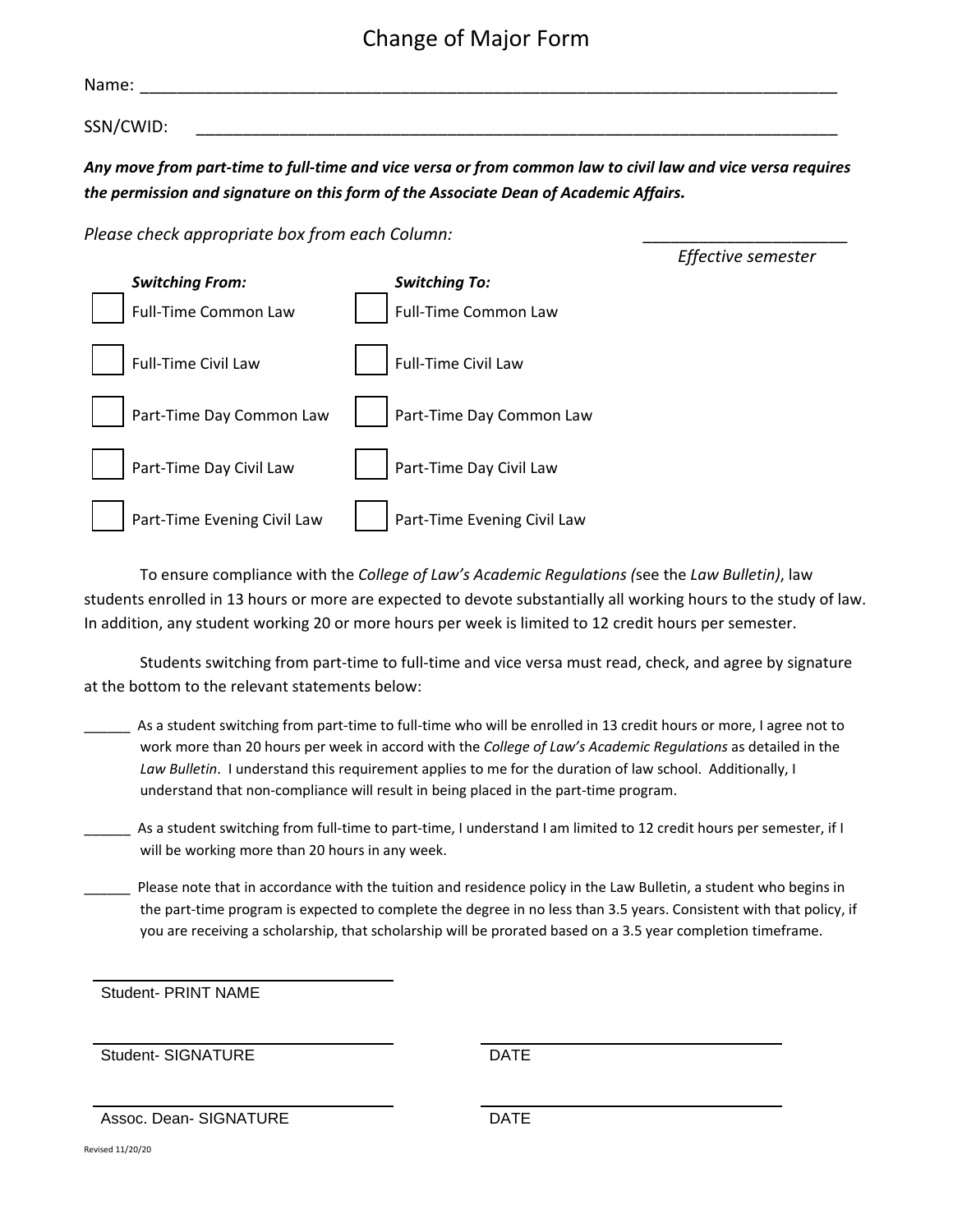# Change of Major Form

Name: ___________________________________________________________________________

SSN/CWID: ________________________________________________________________________

***Any move from part-time to full-time and vice versa or from common law to civil law and vice versa requires the permission and signature on this form of the Associate Dean of Academic Affairs.***

*Please check appropriate box from each Column:*

______________________
*Effective semester*

| ***Switching From:*** | ***Switching To:*** |
|---|---|
| ☐ Full-Time Common Law | ☐ Full-Time Common Law |
| ☐ Full-Time Civil Law | ☐ Full-Time Civil Law |
| ☐ Part-Time Day Common Law | ☐ Part-Time Day Common Law |
| ☐ Part-Time Day Civil Law | ☐ Part-Time Day Civil Law |
| ☐ Part-Time Evening Civil Law | ☐ Part-Time Evening Civil Law |

To ensure compliance with the *College of Law's Academic Regulations (*see the *Law Bulletin)*, law students enrolled in 13 hours or more are expected to devote substantially all working hours to the study of law. In addition, any student working 20 or more hours per week is limited to 12 credit hours per semester.

Students switching from part-time to full-time and vice versa must read, check, and agree by signature at the bottom to the relevant statements below:

______ As a student switching from part-time to full-time who will be enrolled in 13 credit hours or more, I agree not to work more than 20 hours per week in accord with the *College of Law's Academic Regulations* as detailed in the *Law Bulletin*. I understand this requirement applies to me for the duration of law school. Additionally, I understand that non-compliance will result in being placed in the part-time program.

______ As a student switching from full-time to part-time, I understand I am limited to 12 credit hours per semester, if I will be working more than 20 hours in any week.

______ Please note that in accordance with the tuition and residence policy in the Law Bulletin, a student who begins in the part-time program is expected to complete the degree in no less than 3.5 years. Consistent with that policy, if you are receiving a scholarship, that scholarship will be prorated based on a 3.5 year completion timeframe.

______________________________
Student- PRINT NAME

______________________________ ______________________________
Student- SIGNATURE DATE

______________________________ ______________________________
Assoc. Dean- SIGNATURE DATE

Revised 11/20/20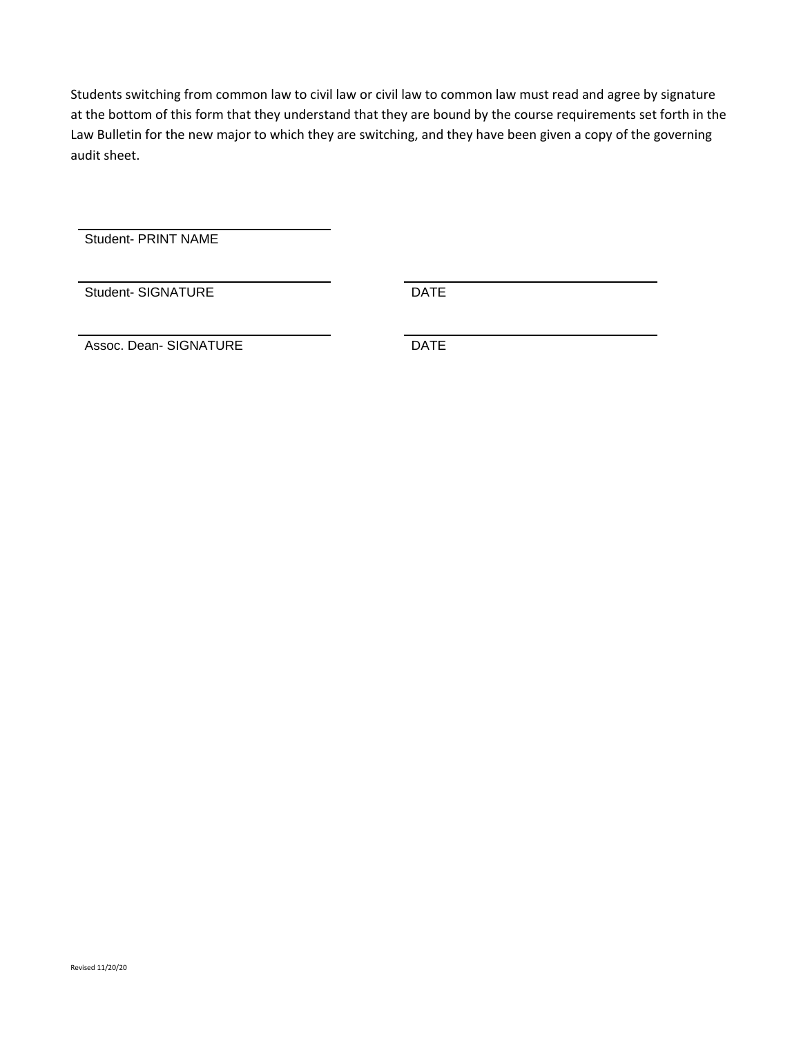Students switching from common law to civil law or civil law to common law must read and agree by signature at the bottom of this form that they understand that they are bound by the course requirements set forth in the Law Bulletin for the new major to which they are switching, and they have been given a copy of the governing audit sheet.

\_\_\_\_\_\_\_\_\_\_\_\_\_\_\_\_\_\_\_\_\_\_\_\_\_\_\_\_\_\_\_\_
Student- PRINT NAME

\_\_\_\_\_\_\_\_\_\_\_\_\_\_\_\_\_\_\_\_\_\_\_\_\_\_\_\_\_\_\_\_ \_\_\_\_\_\_\_\_\_\_\_\_\_\_\_\_\_\_\_\_\_\_\_\_\_\_\_\_\_\_\_\_
Student- SIGNATURE DATE

\_\_\_\_\_\_\_\_\_\_\_\_\_\_\_\_\_\_\_\_\_\_\_\_\_\_\_\_\_\_\_\_ \_\_\_\_\_\_\_\_\_\_\_\_\_\_\_\_\_\_\_\_\_\_\_\_\_\_\_\_\_\_\_\_
Assoc. Dean- SIGNATURE DATE

Revised 11/20/20